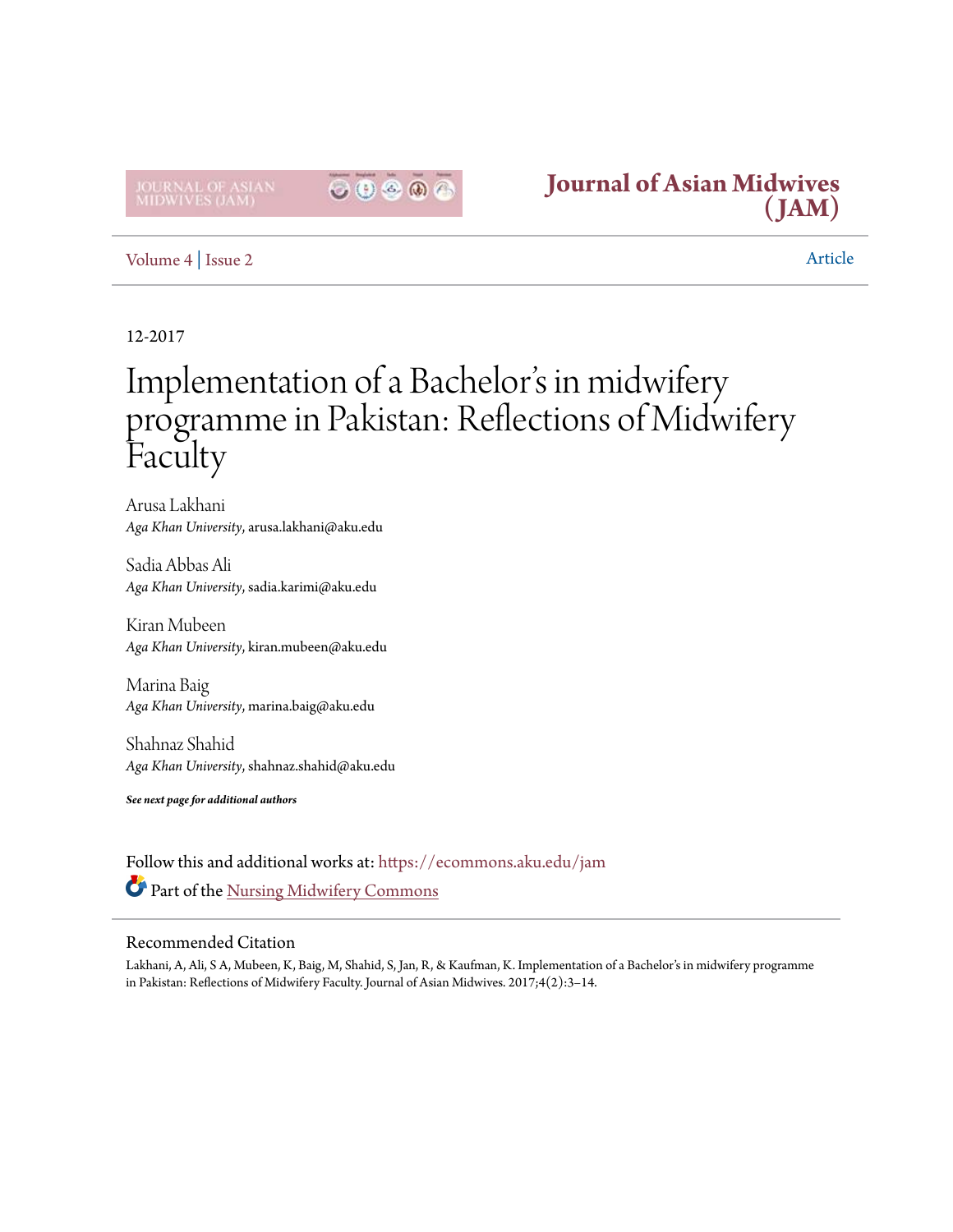Journal of Asian Midwives (JAM)

Volume 4 | Issue 2

Article

12-2017

# Implementation of a Bachelor's in midwifery programme in Pakistan: Reflections of Midwifery Faculty

Arusa Lakhani
*Aga Khan University*, arusa.lakhani@aku.edu

Sadia Abbas Ali
*Aga Khan University*, sadia.karimi@aku.edu

Kiran Mubeen
*Aga Khan University*, kiran.mubeen@aku.edu

Marina Baig
*Aga Khan University*, marina.baig@aku.edu

Shahnaz Shahid
*Aga Khan University*, shahnaz.shahid@aku.edu

***See next page for additional authors***

Follow this and additional works at: https://ecommons.aku.edu/jam

Part of the Nursing Midwifery Commons

## Recommended Citation

Lakhani, A, Ali, S A, Mubeen, K, Baig, M, Shahid, S, Jan, R, & Kaufman, K. Implementation of a Bachelor's in midwifery programme in Pakistan: Reflections of Midwifery Faculty. Journal of Asian Midwives. 2017;4(2):3–14.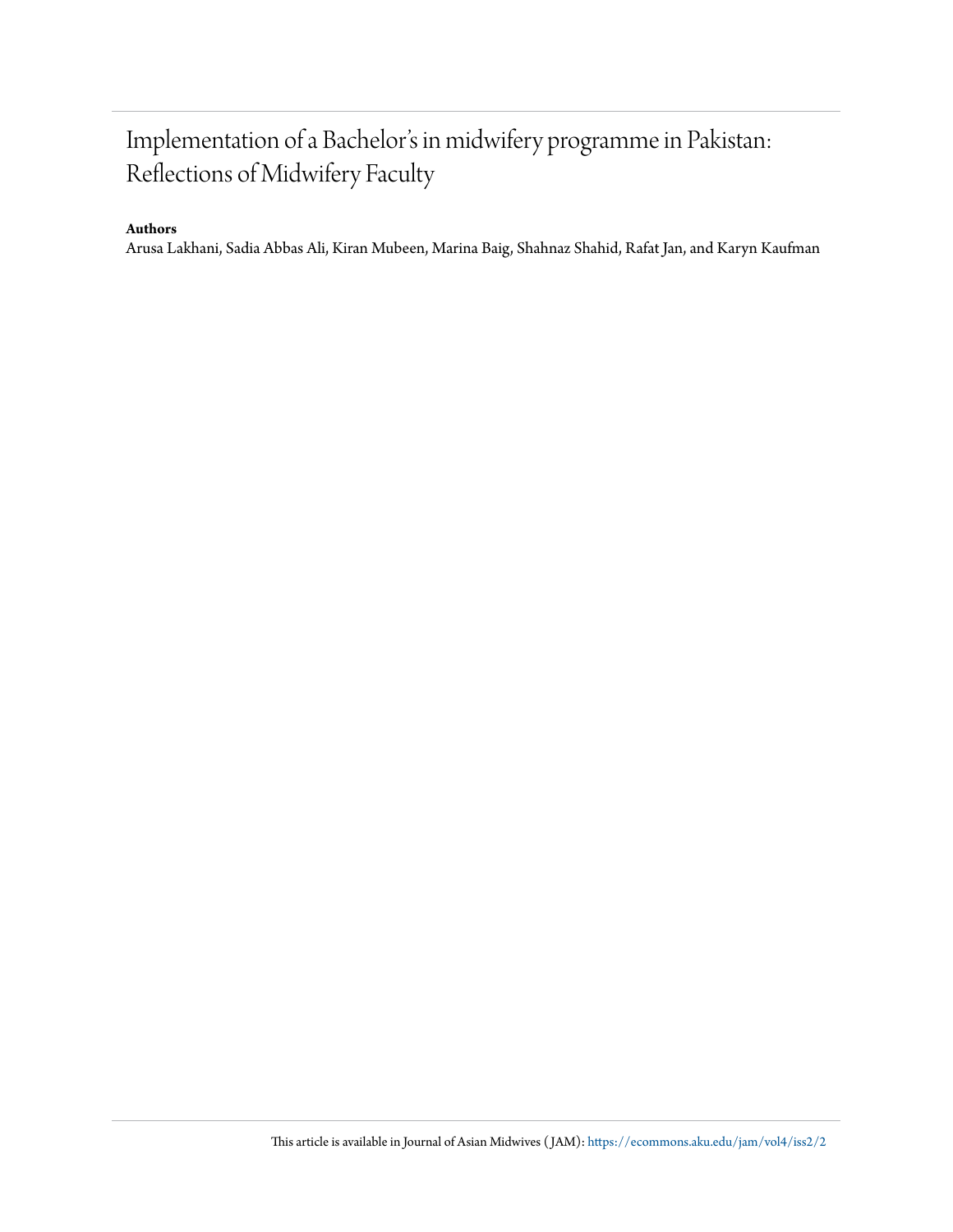# Implementation of a Bachelor's in midwifery programme in Pakistan: Reflections of Midwifery Faculty

**Authors**

Arusa Lakhani, Sadia Abbas Ali, Kiran Mubeen, Marina Baig, Shahnaz Shahid, Rafat Jan, and Karyn Kaufman

This article is available in Journal of Asian Midwives (JAM): https://ecommons.aku.edu/jam/vol4/iss2/2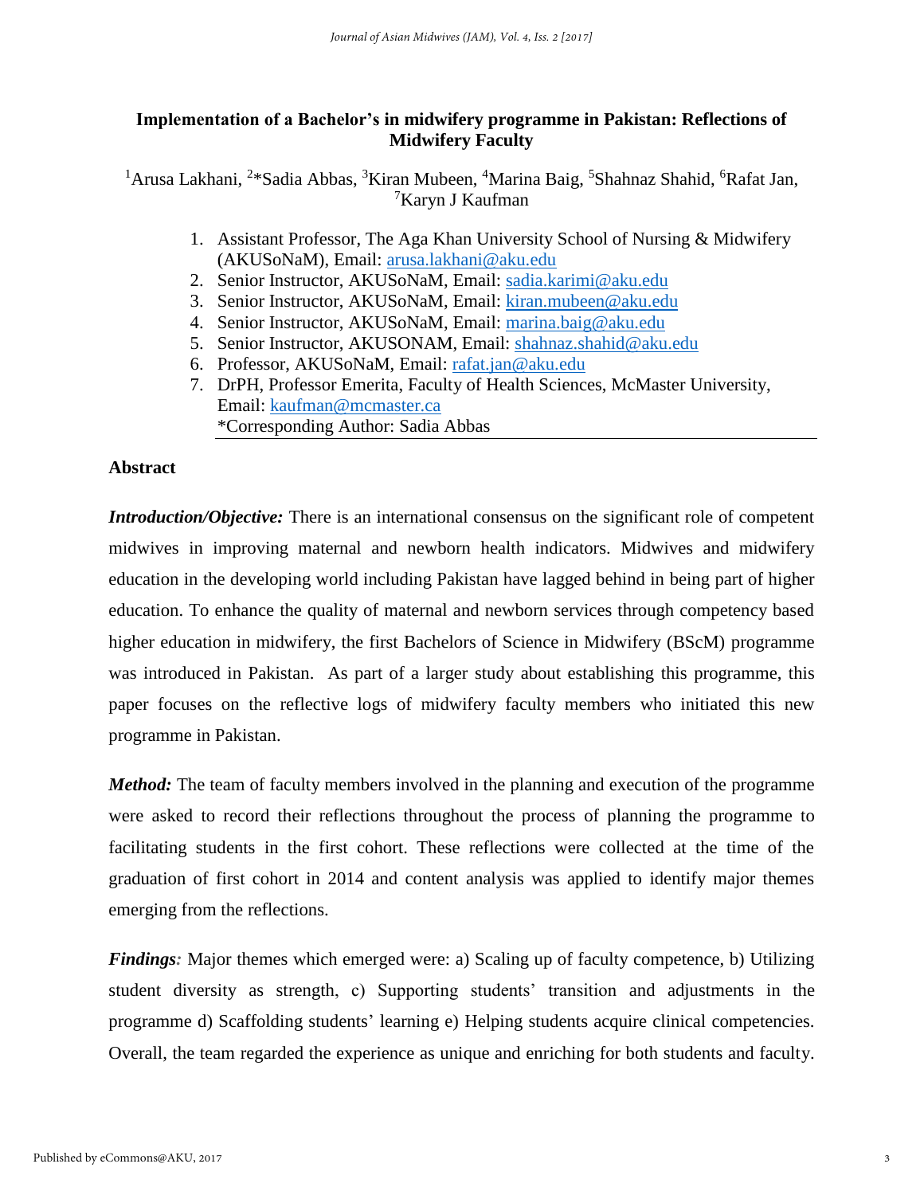# Implementation of a Bachelor's in midwifery programme in Pakistan: Reflections of Midwifery Faculty

[1]Arusa Lakhani, [2]*Sadia Abbas, [3]Kiran Mubeen, [4]Marina Baig, [5]Shahnaz Shahid, [6]Rafat Jan, [7]Karyn J Kaufman

1. Assistant Professor, The Aga Khan University School of Nursing & Midwifery (AKUSoNaM), Email: arusa.lakhani@aku.edu
2. Senior Instructor, AKUSoNaM, Email: sadia.karimi@aku.edu
3. Senior Instructor, AKUSoNaM, Email: kiran.mubeen@aku.edu
4. Senior Instructor, AKUSoNaM, Email: marina.baig@aku.edu
5. Senior Instructor, AKUSONAM, Email: shahnaz.shahid@aku.edu
6. Professor, AKUSoNaM, Email: rafat.jan@aku.edu
7. DrPH, Professor Emerita, Faculty of Health Sciences, McMaster University, Email: kaufman@mcmaster.ca

*Corresponding Author: Sadia Abbas

## Abstract

***Introduction/Objective:*** There is an international consensus on the significant role of competent midwives in improving maternal and newborn health indicators. Midwives and midwifery education in the developing world including Pakistan have lagged behind in being part of higher education. To enhance the quality of maternal and newborn services through competency based higher education in midwifery, the first Bachelors of Science in Midwifery (BScM) programme was introduced in Pakistan. As part of a larger study about establishing this programme, this paper focuses on the reflective logs of midwifery faculty members who initiated this new programme in Pakistan.

***Method:*** The team of faculty members involved in the planning and execution of the programme were asked to record their reflections throughout the process of planning the programme to facilitating students in the first cohort. These reflections were collected at the time of the graduation of first cohort in 2014 and content analysis was applied to identify major themes emerging from the reflections.

***Findings:*** Major themes which emerged were: a) Scaling up of faculty competence, b) Utilizing student diversity as strength, c) Supporting students' transition and adjustments in the programme d) Scaffolding students' learning e) Helping students acquire clinical competencies. Overall, the team regarded the experience as unique and enriching for both students and faculty.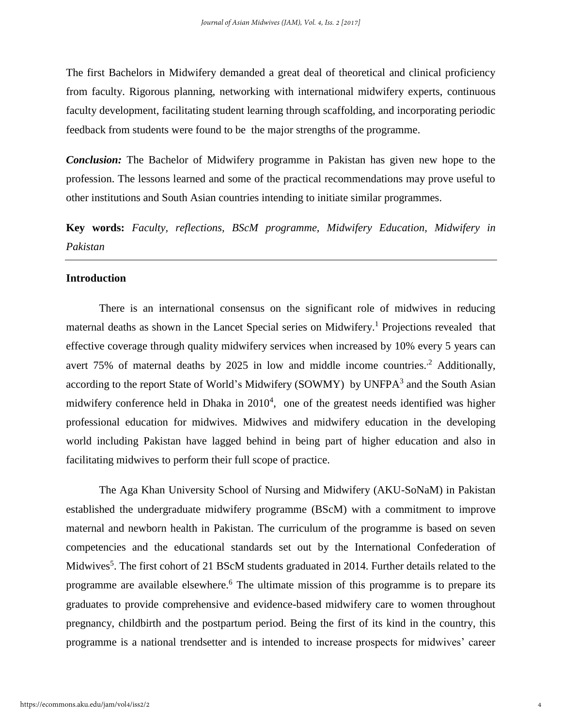The first Bachelors in Midwifery demanded a great deal of theoretical and clinical proficiency from faculty. Rigorous planning, networking with international midwifery experts, continuous faculty development, facilitating student learning through scaffolding, and incorporating periodic feedback from students were found to be the major strengths of the programme.

***Conclusion:*** The Bachelor of Midwifery programme in Pakistan has given new hope to the profession. The lessons learned and some of the practical recommendations may prove useful to other institutions and South Asian countries intending to initiate similar programmes.

**Key words:** *Faculty, reflections, BScM programme, Midwifery Education, Midwifery in Pakistan*

---

## Introduction

There is an international consensus on the significant role of midwives in reducing maternal deaths as shown in the Lancet Special series on Midwifery.[1] Projections revealed that effective coverage through quality midwifery services when increased by 10% every 5 years can avert 75% of maternal deaths by 2025 in low and middle income countries.[2] Additionally, according to the report State of World's Midwifery (SOWMY) by UNFPA[3] and the South Asian midwifery conference held in Dhaka in 2010[4], one of the greatest needs identified was higher professional education for midwives. Midwives and midwifery education in the developing world including Pakistan have lagged behind in being part of higher education and also in facilitating midwives to perform their full scope of practice.

The Aga Khan University School of Nursing and Midwifery (AKU-SoNaM) in Pakistan established the undergraduate midwifery programme (BScM) with a commitment to improve maternal and newborn health in Pakistan. The curriculum of the programme is based on seven competencies and the educational standards set out by the International Confederation of Midwives[5]. The first cohort of 21 BScM students graduated in 2014. Further details related to the programme are available elsewhere.[6] The ultimate mission of this programme is to prepare its graduates to provide comprehensive and evidence-based midwifery care to women throughout pregnancy, childbirth and the postpartum period. Being the first of its kind in the country, this programme is a national trendsetter and is intended to increase prospects for midwives' career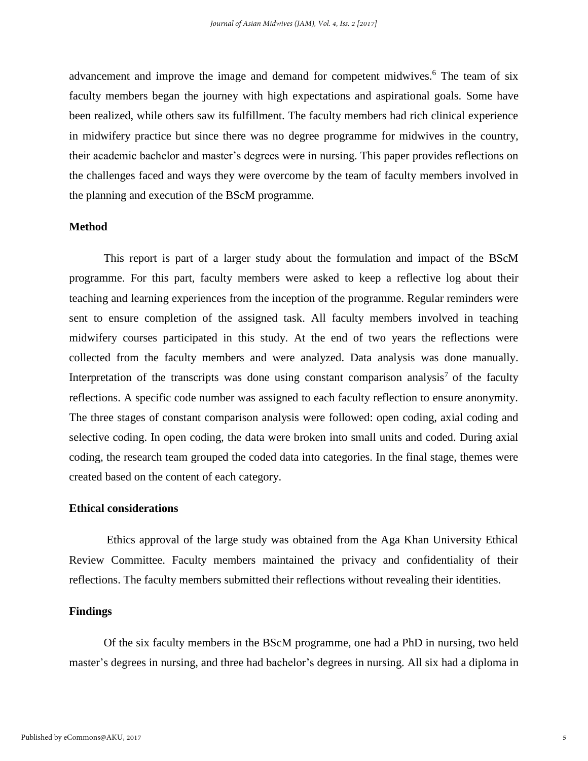advancement and improve the image and demand for competent midwives.[6] The team of six faculty members began the journey with high expectations and aspirational goals. Some have been realized, while others saw its fulfillment. The faculty members had rich clinical experience in midwifery practice but since there was no degree programme for midwives in the country, their academic bachelor and master's degrees were in nursing. This paper provides reflections on the challenges faced and ways they were overcome by the team of faculty members involved in the planning and execution of the BScM programme.

## Method

This report is part of a larger study about the formulation and impact of the BScM programme. For this part, faculty members were asked to keep a reflective log about their teaching and learning experiences from the inception of the programme. Regular reminders were sent to ensure completion of the assigned task. All faculty members involved in teaching midwifery courses participated in this study. At the end of two years the reflections were collected from the faculty members and were analyzed. Data analysis was done manually. Interpretation of the transcripts was done using constant comparison analysis[7] of the faculty reflections. A specific code number was assigned to each faculty reflection to ensure anonymity. The three stages of constant comparison analysis were followed: open coding, axial coding and selective coding. In open coding, the data were broken into small units and coded. During axial coding, the research team grouped the coded data into categories. In the final stage, themes were created based on the content of each category.

## Ethical considerations

Ethics approval of the large study was obtained from the Aga Khan University Ethical Review Committee. Faculty members maintained the privacy and confidentiality of their reflections. The faculty members submitted their reflections without revealing their identities.

## Findings

Of the six faculty members in the BScM programme, one had a PhD in nursing, two held master's degrees in nursing, and three had bachelor's degrees in nursing. All six had a diploma in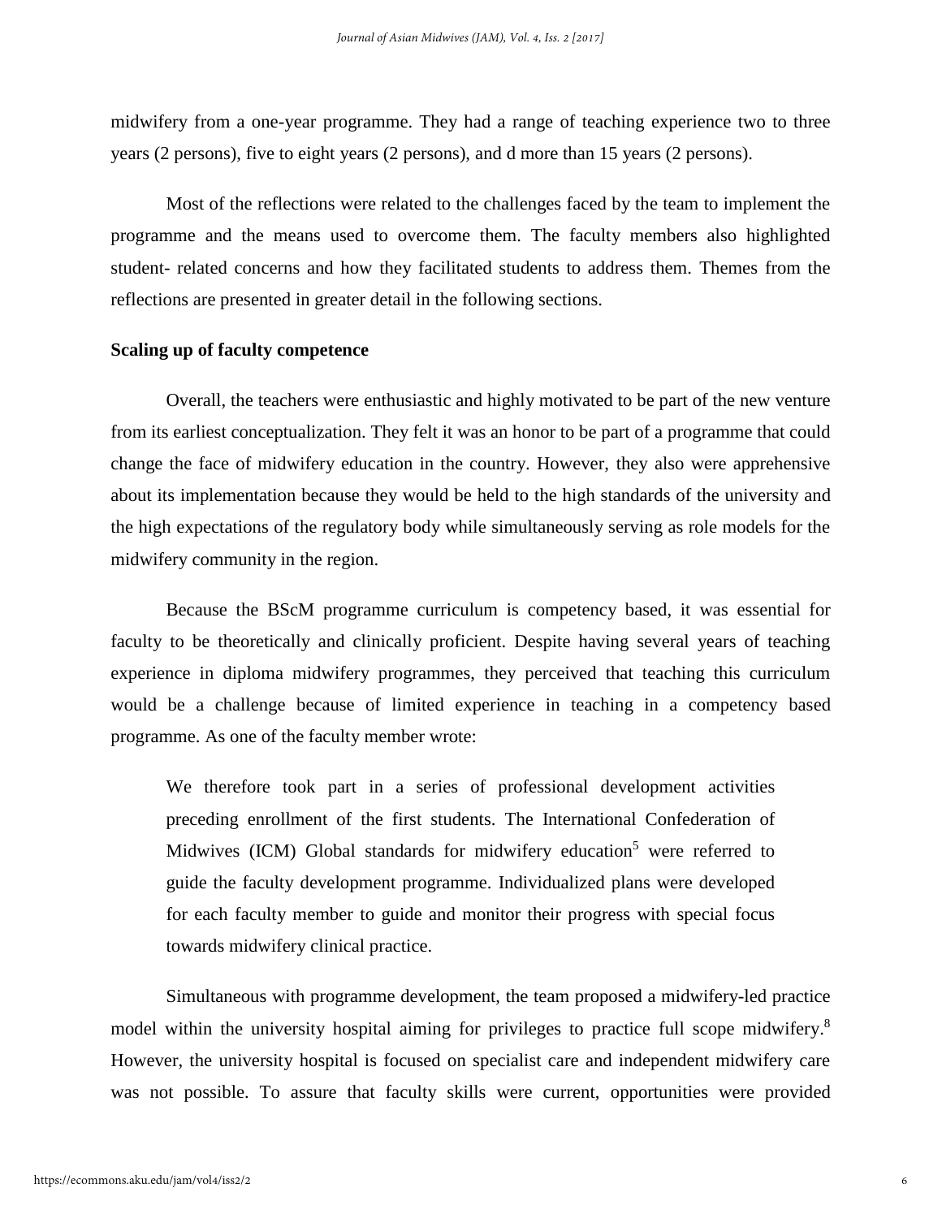midwifery from a one-year programme. They had a range of teaching experience two to three years (2 persons), five to eight years (2 persons), and d more than 15 years (2 persons).

Most of the reflections were related to the challenges faced by the team to implement the programme and the means used to overcome them. The faculty members also highlighted student- related concerns and how they facilitated students to address them. Themes from the reflections are presented in greater detail in the following sections.

**Scaling up of faculty competence**

Overall, the teachers were enthusiastic and highly motivated to be part of the new venture from its earliest conceptualization. They felt it was an honor to be part of a programme that could change the face of midwifery education in the country. However, they also were apprehensive about its implementation because they would be held to the high standards of the university and the high expectations of the regulatory body while simultaneously serving as role models for the midwifery community in the region.

Because the BScM programme curriculum is competency based, it was essential for faculty to be theoretically and clinically proficient. Despite having several years of teaching experience in diploma midwifery programmes, they perceived that teaching this curriculum would be a challenge because of limited experience in teaching in a competency based programme. As one of the faculty member wrote:

> We therefore took part in a series of professional development activities preceding enrollment of the first students. The International Confederation of Midwives (ICM) Global standards for midwifery education[5] were referred to guide the faculty development programme. Individualized plans were developed for each faculty member to guide and monitor their progress with special focus towards midwifery clinical practice.

Simultaneous with programme development, the team proposed a midwifery-led practice model within the university hospital aiming for privileges to practice full scope midwifery.[8] However, the university hospital is focused on specialist care and independent midwifery care was not possible. To assure that faculty skills were current, opportunities were provided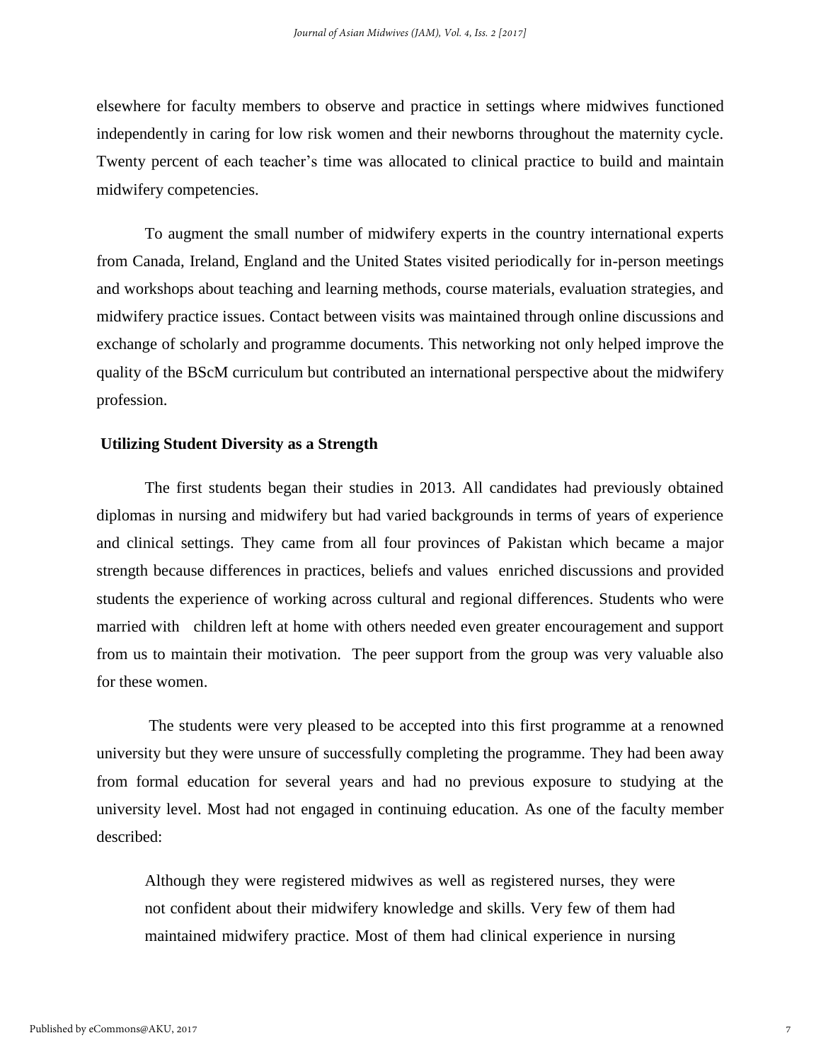elsewhere for faculty members to observe and practice in settings where midwives functioned independently in caring for low risk women and their newborns throughout the maternity cycle. Twenty percent of each teacher's time was allocated to clinical practice to build and maintain midwifery competencies.

To augment the small number of midwifery experts in the country international experts from Canada, Ireland, England and the United States visited periodically for in-person meetings and workshops about teaching and learning methods, course materials, evaluation strategies, and midwifery practice issues. Contact between visits was maintained through online discussions and exchange of scholarly and programme documents. This networking not only helped improve the quality of the BScM curriculum but contributed an international perspective about the midwifery profession.

**Utilizing Student Diversity as a Strength**

The first students began their studies in 2013. All candidates had previously obtained diplomas in nursing and midwifery but had varied backgrounds in terms of years of experience and clinical settings. They came from all four provinces of Pakistan which became a major strength because differences in practices, beliefs and values enriched discussions and provided students the experience of working across cultural and regional differences. Students who were married with children left at home with others needed even greater encouragement and support from us to maintain their motivation. The peer support from the group was very valuable also for these women.

The students were very pleased to be accepted into this first programme at a renowned university but they were unsure of successfully completing the programme. They had been away from formal education for several years and had no previous exposure to studying at the university level. Most had not engaged in continuing education. As one of the faculty member described:

> Although they were registered midwives as well as registered nurses, they were not confident about their midwifery knowledge and skills. Very few of them had maintained midwifery practice. Most of them had clinical experience in nursing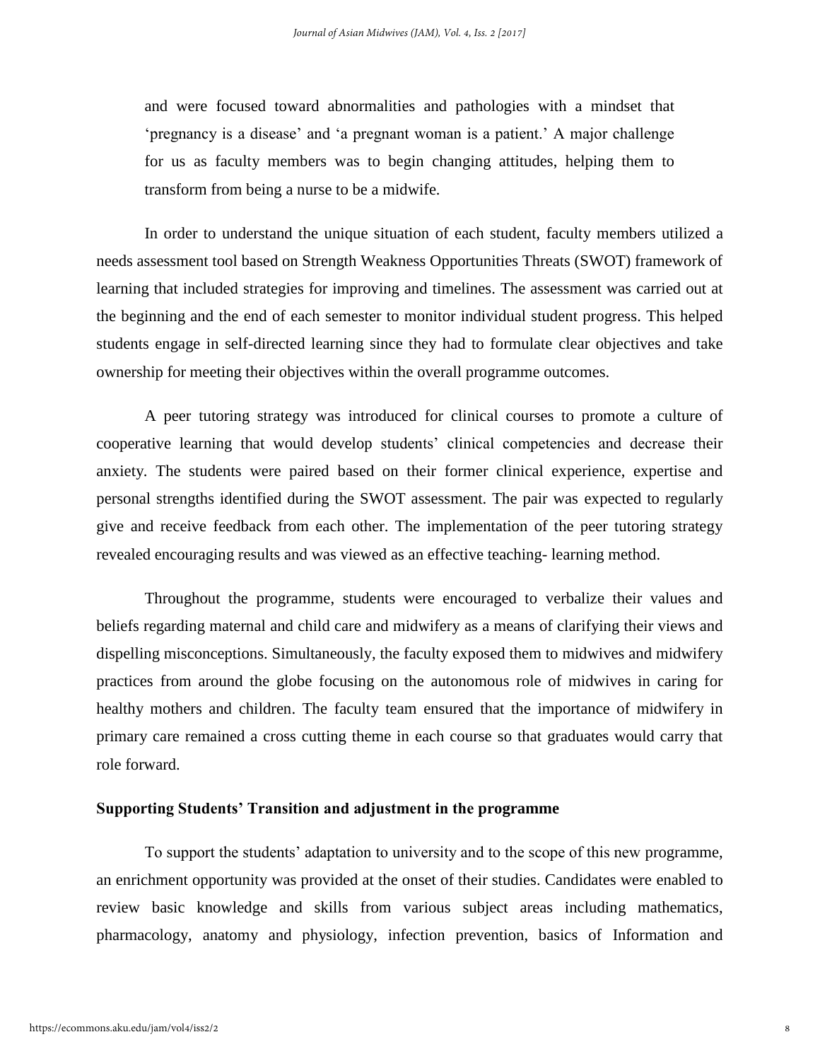and were focused toward abnormalities and pathologies with a mindset that 'pregnancy is a disease' and 'a pregnant woman is a patient.' A major challenge for us as faculty members was to begin changing attitudes, helping them to transform from being a nurse to be a midwife.

In order to understand the unique situation of each student, faculty members utilized a needs assessment tool based on Strength Weakness Opportunities Threats (SWOT) framework of learning that included strategies for improving and timelines. The assessment was carried out at the beginning and the end of each semester to monitor individual student progress. This helped students engage in self-directed learning since they had to formulate clear objectives and take ownership for meeting their objectives within the overall programme outcomes.

A peer tutoring strategy was introduced for clinical courses to promote a culture of cooperative learning that would develop students' clinical competencies and decrease their anxiety. The students were paired based on their former clinical experience, expertise and personal strengths identified during the SWOT assessment. The pair was expected to regularly give and receive feedback from each other. The implementation of the peer tutoring strategy revealed encouraging results and was viewed as an effective teaching- learning method.

Throughout the programme, students were encouraged to verbalize their values and beliefs regarding maternal and child care and midwifery as a means of clarifying their views and dispelling misconceptions. Simultaneously, the faculty exposed them to midwives and midwifery practices from around the globe focusing on the autonomous role of midwives in caring for healthy mothers and children. The faculty team ensured that the importance of midwifery in primary care remained a cross cutting theme in each course so that graduates would carry that role forward.

**Supporting Students' Transition and adjustment in the programme**

To support the students' adaptation to university and to the scope of this new programme, an enrichment opportunity was provided at the onset of their studies. Candidates were enabled to review basic knowledge and skills from various subject areas including mathematics, pharmacology, anatomy and physiology, infection prevention, basics of Information and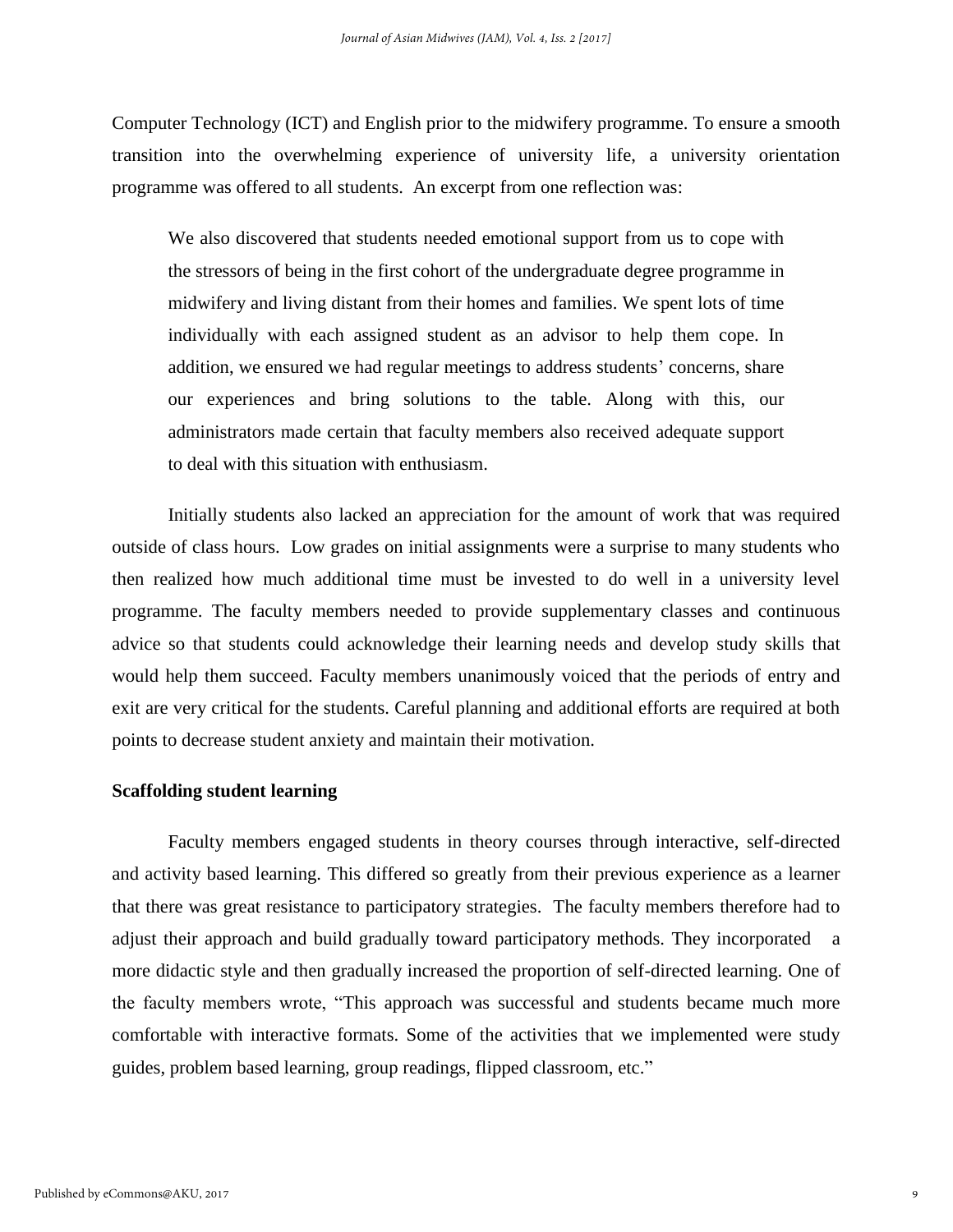Computer Technology (ICT) and English prior to the midwifery programme. To ensure a smooth transition into the overwhelming experience of university life, a university orientation programme was offered to all students. An excerpt from one reflection was:

> We also discovered that students needed emotional support from us to cope with the stressors of being in the first cohort of the undergraduate degree programme in midwifery and living distant from their homes and families. We spent lots of time individually with each assigned student as an advisor to help them cope. In addition, we ensured we had regular meetings to address students' concerns, share our experiences and bring solutions to the table. Along with this, our administrators made certain that faculty members also received adequate support to deal with this situation with enthusiasm.

Initially students also lacked an appreciation for the amount of work that was required outside of class hours. Low grades on initial assignments were a surprise to many students who then realized how much additional time must be invested to do well in a university level programme. The faculty members needed to provide supplementary classes and continuous advice so that students could acknowledge their learning needs and develop study skills that would help them succeed. Faculty members unanimously voiced that the periods of entry and exit are very critical for the students. Careful planning and additional efforts are required at both points to decrease student anxiety and maintain their motivation.

**Scaffolding student learning**

Faculty members engaged students in theory courses through interactive, self-directed and activity based learning. This differed so greatly from their previous experience as a learner that there was great resistance to participatory strategies. The faculty members therefore had to adjust their approach and build gradually toward participatory methods. They incorporated a more didactic style and then gradually increased the proportion of self-directed learning. One of the faculty members wrote, "This approach was successful and students became much more comfortable with interactive formats. Some of the activities that we implemented were study guides, problem based learning, group readings, flipped classroom, etc."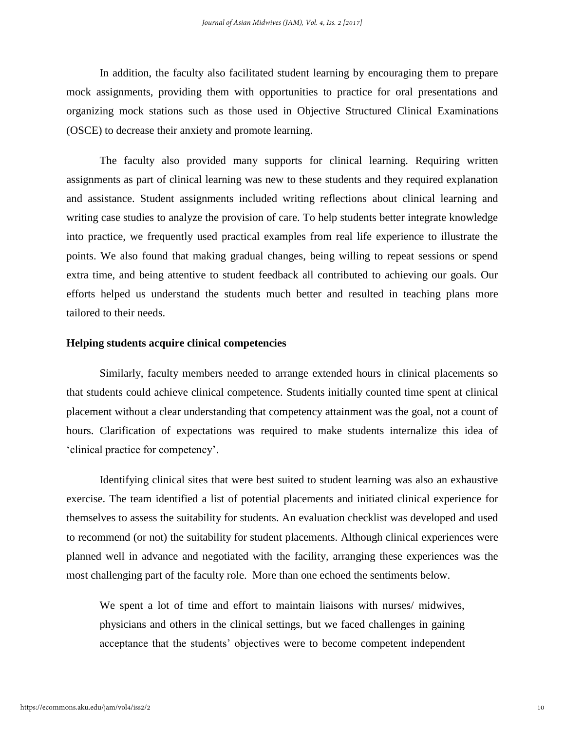In addition, the faculty also facilitated student learning by encouraging them to prepare mock assignments, providing them with opportunities to practice for oral presentations and organizing mock stations such as those used in Objective Structured Clinical Examinations (OSCE) to decrease their anxiety and promote learning.

The faculty also provided many supports for clinical learning. Requiring written assignments as part of clinical learning was new to these students and they required explanation and assistance. Student assignments included writing reflections about clinical learning and writing case studies to analyze the provision of care. To help students better integrate knowledge into practice, we frequently used practical examples from real life experience to illustrate the points. We also found that making gradual changes, being willing to repeat sessions or spend extra time, and being attentive to student feedback all contributed to achieving our goals. Our efforts helped us understand the students much better and resulted in teaching plans more tailored to their needs.

**Helping students acquire clinical competencies**

Similarly, faculty members needed to arrange extended hours in clinical placements so that students could achieve clinical competence. Students initially counted time spent at clinical placement without a clear understanding that competency attainment was the goal, not a count of hours. Clarification of expectations was required to make students internalize this idea of 'clinical practice for competency'.

Identifying clinical sites that were best suited to student learning was also an exhaustive exercise. The team identified a list of potential placements and initiated clinical experience for themselves to assess the suitability for students. An evaluation checklist was developed and used to recommend (or not) the suitability for student placements. Although clinical experiences were planned well in advance and negotiated with the facility, arranging these experiences was the most challenging part of the faculty role. More than one echoed the sentiments below.

> We spent a lot of time and effort to maintain liaisons with nurses/ midwives, physicians and others in the clinical settings, but we faced challenges in gaining acceptance that the students' objectives were to become competent independent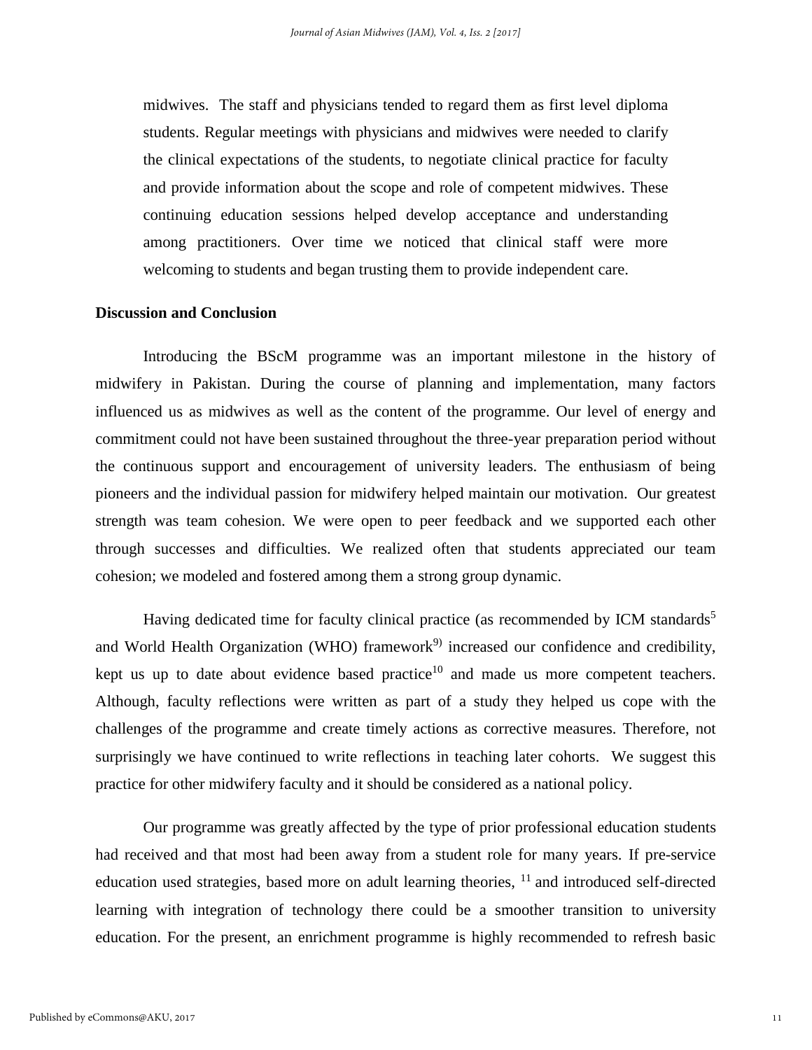midwives. The staff and physicians tended to regard them as first level diploma students. Regular meetings with physicians and midwives were needed to clarify the clinical expectations of the students, to negotiate clinical practice for faculty and provide information about the scope and role of competent midwives. These continuing education sessions helped develop acceptance and understanding among practitioners. Over time we noticed that clinical staff were more welcoming to students and began trusting them to provide independent care.

## Discussion and Conclusion

Introducing the BScM programme was an important milestone in the history of midwifery in Pakistan. During the course of planning and implementation, many factors influenced us as midwives as well as the content of the programme. Our level of energy and commitment could not have been sustained throughout the three-year preparation period without the continuous support and encouragement of university leaders. The enthusiasm of being pioneers and the individual passion for midwifery helped maintain our motivation. Our greatest strength was team cohesion. We were open to peer feedback and we supported each other through successes and difficulties. We realized often that students appreciated our team cohesion; we modeled and fostered among them a strong group dynamic.

Having dedicated time for faculty clinical practice (as recommended by ICM standards[5] and World Health Organization (WHO) framework[9]) increased our confidence and credibility, kept us up to date about evidence based practice[10] and made us more competent teachers. Although, faculty reflections were written as part of a study they helped us cope with the challenges of the programme and create timely actions as corrective measures. Therefore, not surprisingly we have continued to write reflections in teaching later cohorts. We suggest this practice for other midwifery faculty and it should be considered as a national policy.

Our programme was greatly affected by the type of prior professional education students had received and that most had been away from a student role for many years. If pre-service education used strategies, based more on adult learning theories, [11] and introduced self-directed learning with integration of technology there could be a smoother transition to university education. For the present, an enrichment programme is highly recommended to refresh basic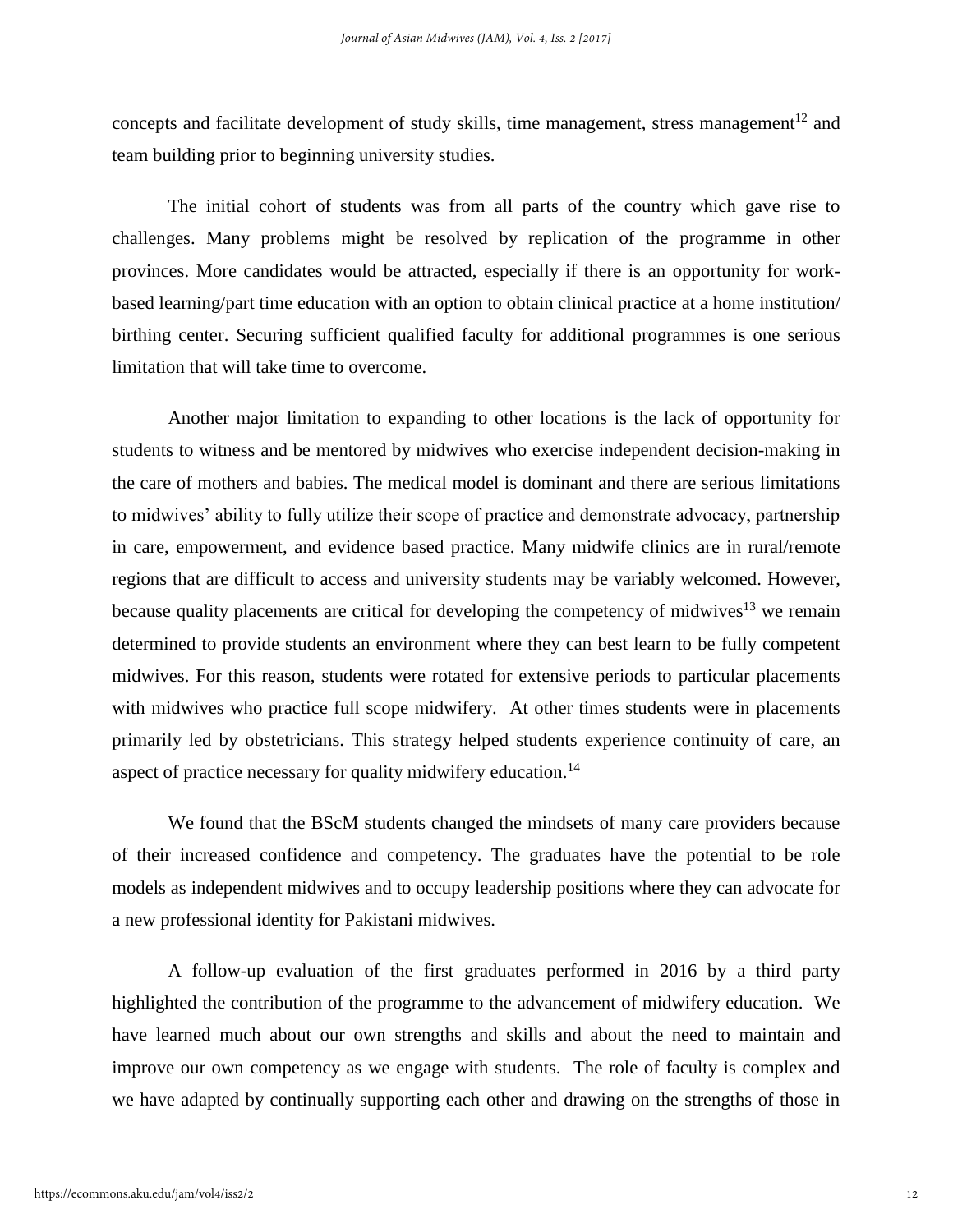concepts and facilitate development of study skills, time management, stress management[12] and team building prior to beginning university studies.

The initial cohort of students was from all parts of the country which gave rise to challenges. Many problems might be resolved by replication of the programme in other provinces. More candidates would be attracted, especially if there is an opportunity for work-based learning/part time education with an option to obtain clinical practice at a home institution/ birthing center. Securing sufficient qualified faculty for additional programmes is one serious limitation that will take time to overcome.

Another major limitation to expanding to other locations is the lack of opportunity for students to witness and be mentored by midwives who exercise independent decision-making in the care of mothers and babies. The medical model is dominant and there are serious limitations to midwives' ability to fully utilize their scope of practice and demonstrate advocacy, partnership in care, empowerment, and evidence based practice. Many midwife clinics are in rural/remote regions that are difficult to access and university students may be variably welcomed. However, because quality placements are critical for developing the competency of midwives[13] we remain determined to provide students an environment where they can best learn to be fully competent midwives. For this reason, students were rotated for extensive periods to particular placements with midwives who practice full scope midwifery. At other times students were in placements primarily led by obstetricians. This strategy helped students experience continuity of care, an aspect of practice necessary for quality midwifery education.[14]

We found that the BScM students changed the mindsets of many care providers because of their increased confidence and competency. The graduates have the potential to be role models as independent midwives and to occupy leadership positions where they can advocate for a new professional identity for Pakistani midwives.

A follow-up evaluation of the first graduates performed in 2016 by a third party highlighted the contribution of the programme to the advancement of midwifery education. We have learned much about our own strengths and skills and about the need to maintain and improve our own competency as we engage with students. The role of faculty is complex and we have adapted by continually supporting each other and drawing on the strengths of those in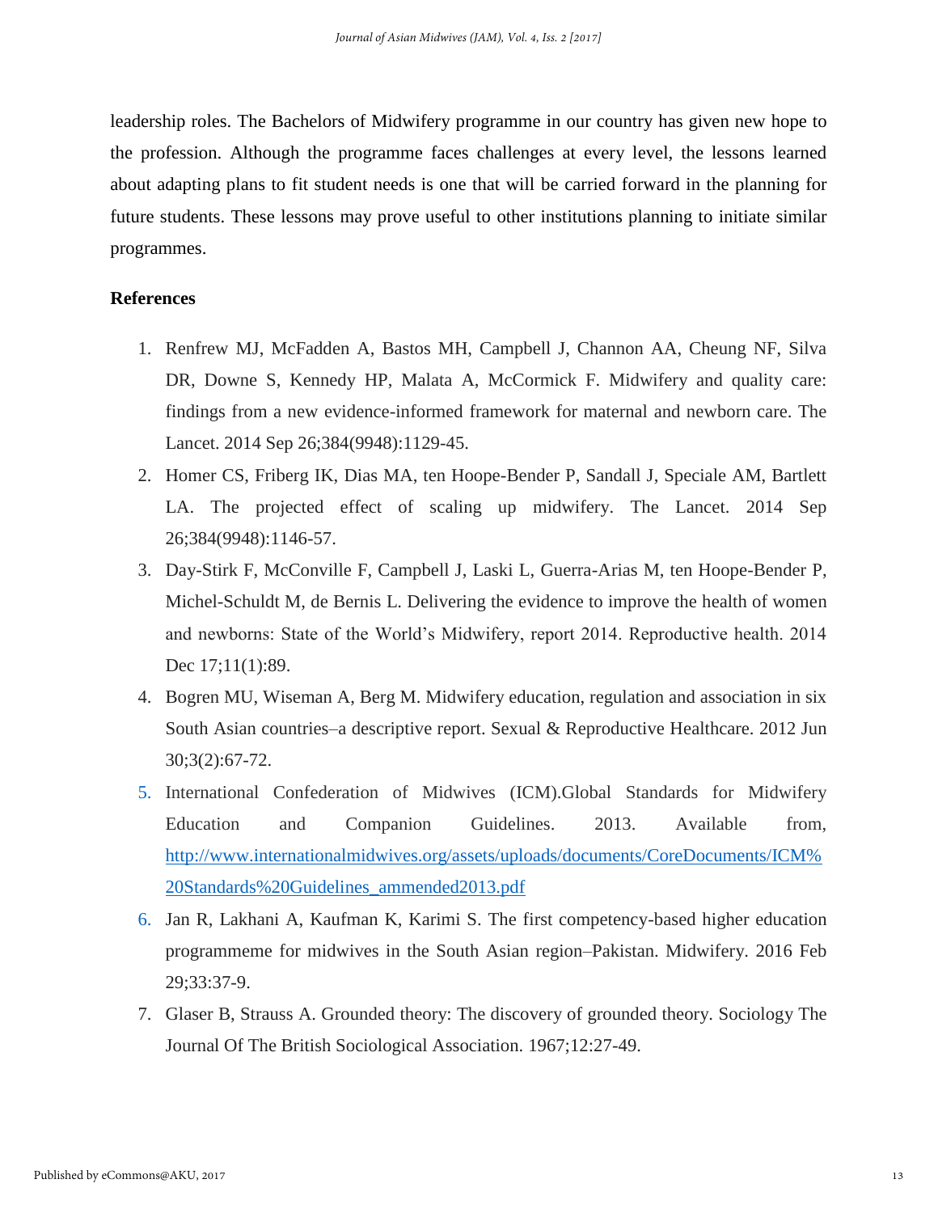leadership roles. The Bachelors of Midwifery programme in our country has given new hope to the profession. Although the programme faces challenges at every level, the lessons learned about adapting plans to fit student needs is one that will be carried forward in the planning for future students. These lessons may prove useful to other institutions planning to initiate similar programmes.

**References**

1. Renfrew MJ, McFadden A, Bastos MH, Campbell J, Channon AA, Cheung NF, Silva DR, Downe S, Kennedy HP, Malata A, McCormick F. Midwifery and quality care: findings from a new evidence-informed framework for maternal and newborn care. The Lancet. 2014 Sep 26;384(9948):1129-45.
2. Homer CS, Friberg IK, Dias MA, ten Hoope-Bender P, Sandall J, Speciale AM, Bartlett LA. The projected effect of scaling up midwifery. The Lancet. 2014 Sep 26;384(9948):1146-57.
3. Day-Stirk F, McConville F, Campbell J, Laski L, Guerra-Arias M, ten Hoope-Bender P, Michel-Schuldt M, de Bernis L. Delivering the evidence to improve the health of women and newborns: State of the World's Midwifery, report 2014. Reproductive health. 2014 Dec 17;11(1):89.
4. Bogren MU, Wiseman A, Berg M. Midwifery education, regulation and association in six South Asian countries–a descriptive report. Sexual & Reproductive Healthcare. 2012 Jun 30;3(2):67-72.
5. International Confederation of Midwives (ICM).Global Standards for Midwifery Education and Companion Guidelines. 2013. Available from, http://www.internationalmidwives.org/assets/uploads/documents/CoreDocuments/ICM%20Standards%20Guidelines_ammended2013.pdf
6. Jan R, Lakhani A, Kaufman K, Karimi S. The first competency-based higher education programmeme for midwives in the South Asian region–Pakistan. Midwifery. 2016 Feb 29;33:37-9.
7. Glaser B, Strauss A. Grounded theory: The discovery of grounded theory. Sociology The Journal Of The British Sociological Association. 1967;12:27-49.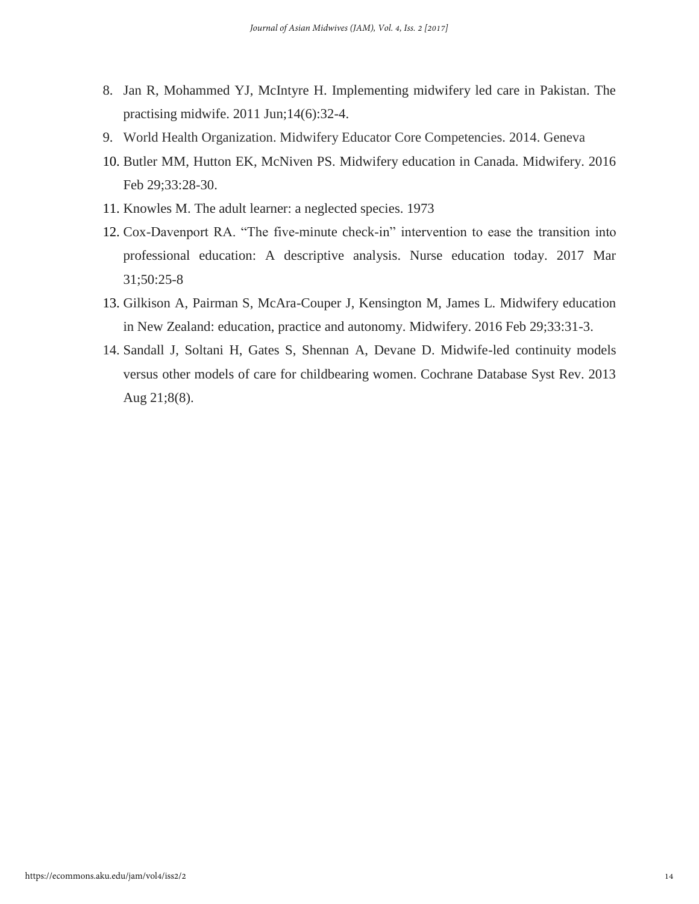8. Jan R, Mohammed YJ, McIntyre H. Implementing midwifery led care in Pakistan. The practising midwife. 2011 Jun;14(6):32-4.
9. World Health Organization. Midwifery Educator Core Competencies. 2014. Geneva
10. Butler MM, Hutton EK, McNiven PS. Midwifery education in Canada. Midwifery. 2016 Feb 29;33:28-30.
11. Knowles M. The adult learner: a neglected species. 1973
12. Cox-Davenport RA. "The five-minute check-in" intervention to ease the transition into professional education: A descriptive analysis. Nurse education today. 2017 Mar 31;50:25-8
13. Gilkison A, Pairman S, McAra-Couper J, Kensington M, James L. Midwifery education in New Zealand: education, practice and autonomy. Midwifery. 2016 Feb 29;33:31-3.
14. Sandall J, Soltani H, Gates S, Shennan A, Devane D. Midwife-led continuity models versus other models of care for childbearing women. Cochrane Database Syst Rev. 2013 Aug 21;8(8).